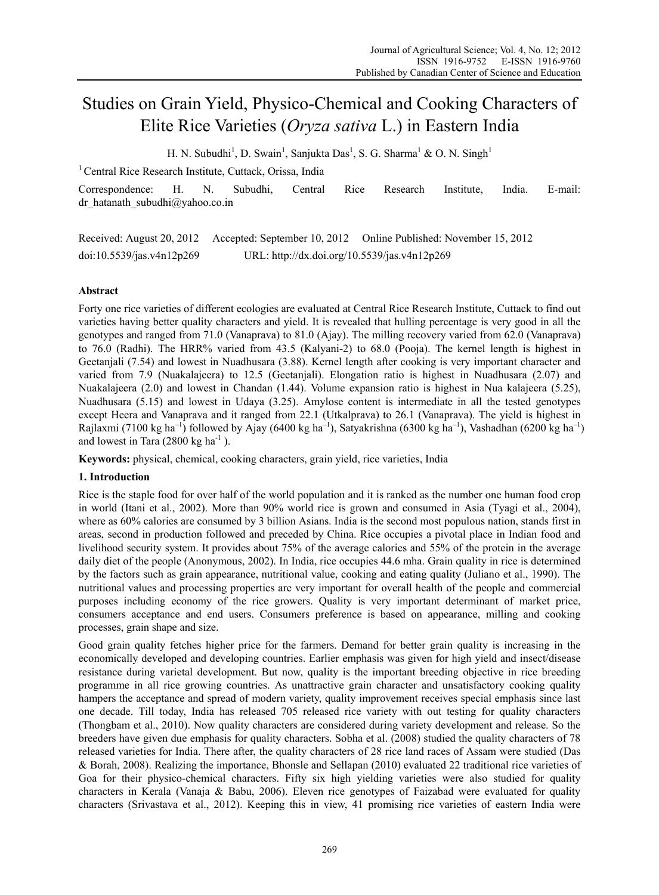# Studies on Grain Yield, Physico-Chemical and Cooking Characters of Elite Rice Varieties (*Oryza sativa* L.) in Eastern India

H. N. Subudhi[1], D. Swain[1], Sanjukta Das[1], S. G. Sharma[1] & O. N. Singh[1]

[1] Central Rice Research Institute, Cuttack, Orissa, India

Correspondence: H. N. Subudhi, Central Rice Research Institute, India. E-mail: dr_hatanath_subudhi@yahoo.co.in

Received: August 20, 2012 Accepted: September 10, 2012 Online Published: November 15, 2012

doi:10.5539/jas.v4n12p269 URL: http://dx.doi.org/10.5539/jas.v4n12p269

## Abstract

Forty one rice varieties of different ecologies are evaluated at Central Rice Research Institute, Cuttack to find out varieties having better quality characters and yield. It is revealed that hulling percentage is very good in all the genotypes and ranged from 71.0 (Vanaprava) to 81.0 (Ajay). The milling recovery varied from 62.0 (Vanaprava) to 76.0 (Radhi). The HRR% varied from 43.5 (Kalyani-2) to 68.0 (Pooja). The kernel length is highest in Geetanjali (7.54) and lowest in Nuadhusara (3.88). Kernel length after cooking is very important character and varied from 7.9 (Nuakalajeera) to 12.5 (Geetanjali). Elongation ratio is highest in Nuadhusara (2.07) and Nuakalajeera (2.0) and lowest in Chandan (1.44). Volume expansion ratio is highest in Nua kalajeera (5.25), Nuadhusara (5.15) and lowest in Udaya (3.25). Amylose content is intermediate in all the tested genotypes except Heera and Vanaprava and it ranged from 22.1 (Utkalprava) to 26.1 (Vanaprava). The yield is highest in Rajlaxmi (7100 kg ha$^{-1}$) followed by Ajay (6400 kg ha$^{-1}$), Satyakrishna (6300 kg ha$^{-1}$), Vashadhan (6200 kg ha$^{-1}$) and lowest in Tara (2800 kg ha$^{-1}$).

**Keywords:** physical, chemical, cooking characters, grain yield, rice varieties, India

## 1. Introduction

Rice is the staple food for over half of the world population and it is ranked as the number one human food crop in world (Itani et al., 2002). More than 90% world rice is grown and consumed in Asia (Tyagi et al., 2004), where as 60% calories are consumed by 3 billion Asians. India is the second most populous nation, stands first in areas, second in production followed and preceded by China. Rice occupies a pivotal place in Indian food and livelihood security system. It provides about 75% of the average calories and 55% of the protein in the average daily diet of the people (Anonymous, 2002). In India, rice occupies 44.6 mha. Grain quality in rice is determined by the factors such as grain appearance, nutritional value, cooking and eating quality (Juliano et al., 1990). The nutritional values and processing properties are very important for overall health of the people and commercial purposes including economy of the rice growers. Quality is very important determinant of market price, consumers acceptance and end users. Consumers preference is based on appearance, milling and cooking processes, grain shape and size.

Good grain quality fetches higher price for the farmers. Demand for better grain quality is increasing in the economically developed and developing countries. Earlier emphasis was given for high yield and insect/disease resistance during varietal development. But now, quality is the important breeding objective in rice breeding programme in all rice growing countries. As unattractive grain character and unsatisfactory cooking quality hampers the acceptance and spread of modern variety, quality improvement receives special emphasis since last one decade. Till today, India has released 705 released rice variety with out testing for quality characters (Thongbam et al., 2010). Now quality characters are considered during variety development and release. So the breeders have given due emphasis for quality characters. Sobha et al. (2008) studied the quality characters of 78 released varieties for India. There after, the quality characters of 28 rice land races of Assam were studied (Das & Borah, 2008). Realizing the importance, Bhonsle and Sellapan (2010) evaluated 22 traditional rice varieties of Goa for their physico-chemical characters. Fifty six high yielding varieties were also studied for quality characters in Kerala (Vanaja & Babu, 2006). Eleven rice genotypes of Faizabad were evaluated for quality characters (Srivastava et al., 2012). Keeping this in view, 41 promising rice varieties of eastern India were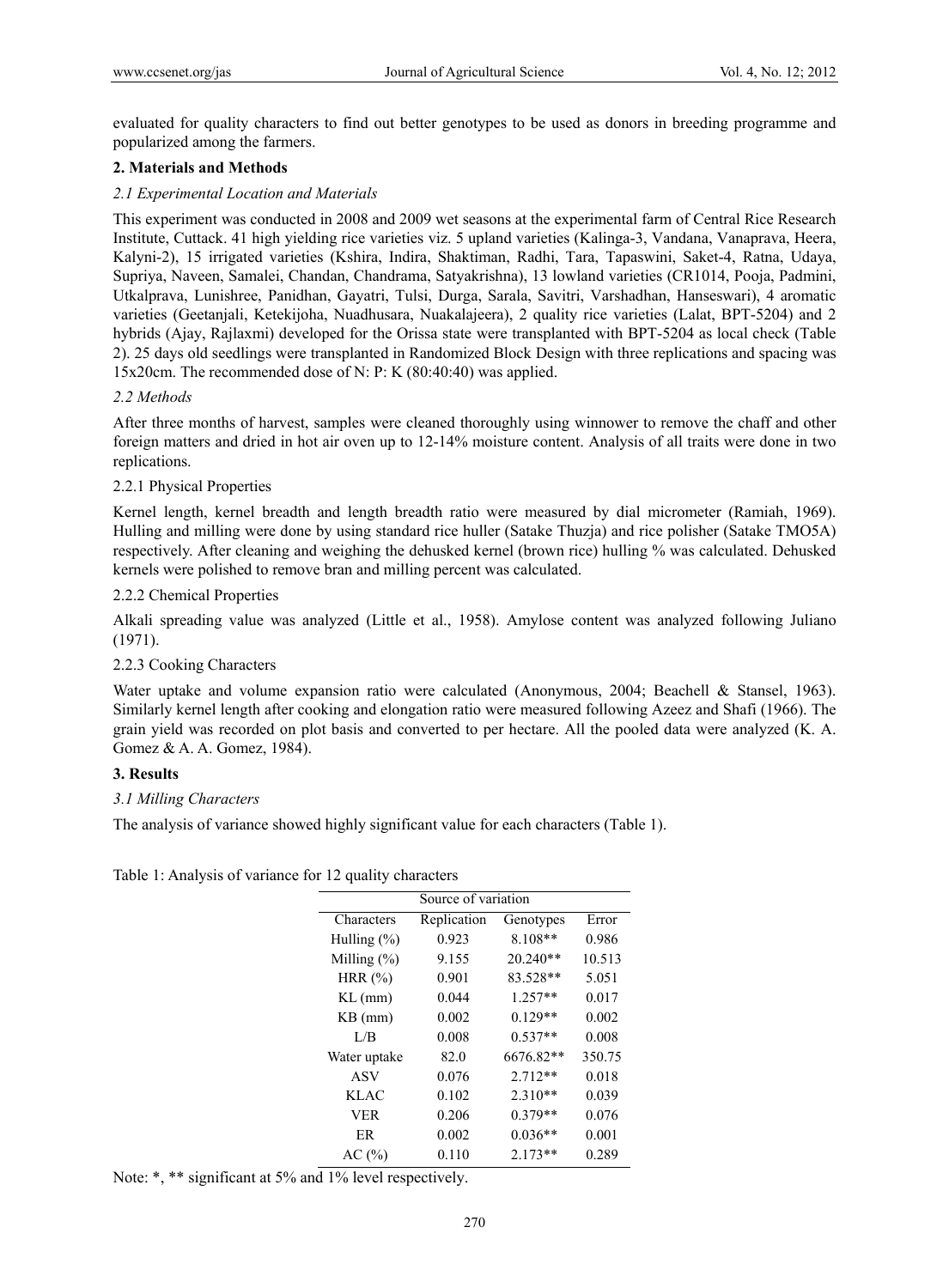evaluated for quality characters to find out better genotypes to be used as donors in breeding programme and popularized among the farmers.

## 2. Materials and Methods

### *2.1 Experimental Location and Materials*

This experiment was conducted in 2008 and 2009 wet seasons at the experimental farm of Central Rice Research Institute, Cuttack. 41 high yielding rice varieties viz. 5 upland varieties (Kalinga-3, Vandana, Vanaprava, Heera, Kalyni-2), 15 irrigated varieties (Kshira, Indira, Shaktiman, Radhi, Tara, Tapaswini, Saket-4, Ratna, Udaya, Supriya, Naveen, Samalei, Chandan, Chandrama, Satyakrishna), 13 lowland varieties (CR1014, Pooja, Padmini, Utkalprava, Lunishree, Panidhan, Gayatri, Tulsi, Durga, Sarala, Savitri, Varshadhan, Hanseswari), 4 aromatic varieties (Geetanjali, Ketekijoha, Nuadhusara, Nuakalajeera), 2 quality rice varieties (Lalat, BPT-5204) and 2 hybrids (Ajay, Rajlaxmi) developed for the Orissa state were transplanted with BPT-5204 as local check (Table 2). 25 days old seedlings were transplanted in Randomized Block Design with three replications and spacing was 15x20cm. The recommended dose of N: P: K (80:40:40) was applied.

### *2.2 Methods*

After three months of harvest, samples were cleaned thoroughly using winnower to remove the chaff and other foreign matters and dried in hot air oven up to 12-14% moisture content. Analysis of all traits were done in two replications.

#### 2.2.1 Physical Properties

Kernel length, kernel breadth and length breadth ratio were measured by dial micrometer (Ramiah, 1969). Hulling and milling were done by using standard rice huller (Satake Thuzja) and rice polisher (Satake TMO5A) respectively. After cleaning and weighing the dehusked kernel (brown rice) hulling % was calculated. Dehusked kernels were polished to remove bran and milling percent was calculated.

#### 2.2.2 Chemical Properties

Alkali spreading value was analyzed (Little et al., 1958). Amylose content was analyzed following Juliano (1971).

#### 2.2.3 Cooking Characters

Water uptake and volume expansion ratio were calculated (Anonymous, 2004; Beachell & Stansel, 1963). Similarly kernel length after cooking and elongation ratio were measured following Azeez and Shafi (1966). The grain yield was recorded on plot basis and converted to per hectare. All the pooled data were analyzed (K. A. Gomez & A. A. Gomez, 1984).

## 3. Results

### *3.1 Milling Characters*

The analysis of variance showed highly significant value for each characters (Table 1).

Table 1: Analysis of variance for 12 quality characters

| | Source of variation | | |
|---|---|---|---|
| Characters | Replication | Genotypes | Error |
| Hulling (%) | 0.923 | 8.108** | 0.986 |
| Milling (%) | 9.155 | 20.240** | 10.513 |
| HRR (%) | 0.901 | 83.528** | 5.051 |
| KL (mm) | 0.044 | 1.257** | 0.017 |
| KB (mm) | 0.002 | 0.129** | 0.002 |
| L/B | 0.008 | 0.537** | 0.008 |
| Water uptake | 82.0 | 6676.82** | 350.75 |
| ASV | 0.076 | 2.712** | 0.018 |
| KLAC | 0.102 | 2.310** | 0.039 |
| VER | 0.206 | 0.379** | 0.076 |
| ER | 0.002 | 0.036** | 0.001 |
| AC (%) | 0.110 | 2.173** | 0.289 |

Note: *, ** significant at 5% and 1% level respectively.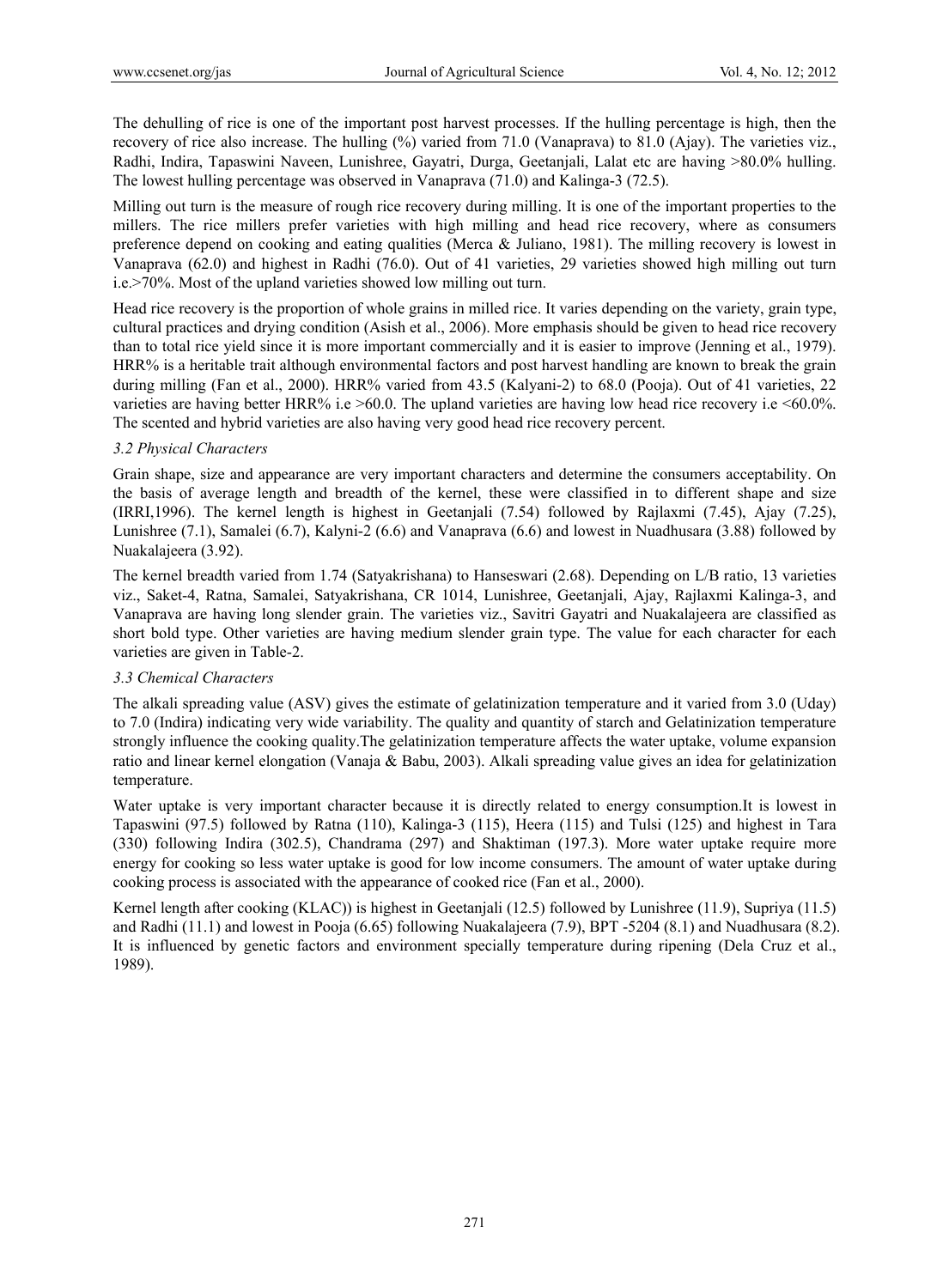The dehulling of rice is one of the important post harvest processes. If the hulling percentage is high, then the recovery of rice also increase. The hulling (%) varied from 71.0 (Vanaprava) to 81.0 (Ajay). The varieties viz., Radhi, Indira, Tapaswini Naveen, Lunishree, Gayatri, Durga, Geetanjali, Lalat etc are having >80.0% hulling. The lowest hulling percentage was observed in Vanaprava (71.0) and Kalinga-3 (72.5).

Milling out turn is the measure of rough rice recovery during milling. It is one of the important properties to the millers. The rice millers prefer varieties with high milling and head rice recovery, where as consumers preference depend on cooking and eating qualities (Merca & Juliano, 1981). The milling recovery is lowest in Vanaprava (62.0) and highest in Radhi (76.0). Out of 41 varieties, 29 varieties showed high milling out turn i.e.>70%. Most of the upland varieties showed low milling out turn.

Head rice recovery is the proportion of whole grains in milled rice. It varies depending on the variety, grain type, cultural practices and drying condition (Asish et al., 2006). More emphasis should be given to head rice recovery than to total rice yield since it is more important commercially and it is easier to improve (Jenning et al., 1979). HRR% is a heritable trait although environmental factors and post harvest handling are known to break the grain during milling (Fan et al., 2000). HRR% varied from 43.5 (Kalyani-2) to 68.0 (Pooja). Out of 41 varieties, 22 varieties are having better HRR% i.e >60.0. The upland varieties are having low head rice recovery i.e <60.0%. The scented and hybrid varieties are also having very good head rice recovery percent.

### *3.2 Physical Characters*

Grain shape, size and appearance are very important characters and determine the consumers acceptability. On the basis of average length and breadth of the kernel, these were classified in to different shape and size (IRRI,1996). The kernel length is highest in Geetanjali (7.54) followed by Rajlaxmi (7.45), Ajay (7.25), Lunishree (7.1), Samalei (6.7), Kalyni-2 (6.6) and Vanaprava (6.6) and lowest in Nuadhusara (3.88) followed by Nuakalajeera (3.92).

The kernel breadth varied from 1.74 (Satyakrishana) to Hanseswari (2.68). Depending on L/B ratio, 13 varieties viz., Saket-4, Ratna, Samalei, Satyakrishana, CR 1014, Lunishree, Geetanjali, Ajay, Rajlaxmi Kalinga-3, and Vanaprava are having long slender grain. The varieties viz., Savitri Gayatri and Nuakalajeera are classified as short bold type. Other varieties are having medium slender grain type. The value for each character for each varieties are given in Table-2.

### *3.3 Chemical Characters*

The alkali spreading value (ASV) gives the estimate of gelatinization temperature and it varied from 3.0 (Uday) to 7.0 (Indira) indicating very wide variability. The quality and quantity of starch and Gelatinization temperature strongly influence the cooking quality.The gelatinization temperature affects the water uptake, volume expansion ratio and linear kernel elongation (Vanaja & Babu, 2003). Alkali spreading value gives an idea for gelatinization temperature.

Water uptake is very important character because it is directly related to energy consumption.It is lowest in Tapaswini (97.5) followed by Ratna (110), Kalinga-3 (115), Heera (115) and Tulsi (125) and highest in Tara (330) following Indira (302.5), Chandrama (297) and Shaktiman (197.3). More water uptake require more energy for cooking so less water uptake is good for low income consumers. The amount of water uptake during cooking process is associated with the appearance of cooked rice (Fan et al., 2000).

Kernel length after cooking (KLAC)) is highest in Geetanjali (12.5) followed by Lunishree (11.9), Supriya (11.5) and Radhi (11.1) and lowest in Pooja (6.65) following Nuakalajeera (7.9), BPT -5204 (8.1) and Nuadhusara (8.2). It is influenced by genetic factors and environment specially temperature during ripening (Dela Cruz et al., 1989).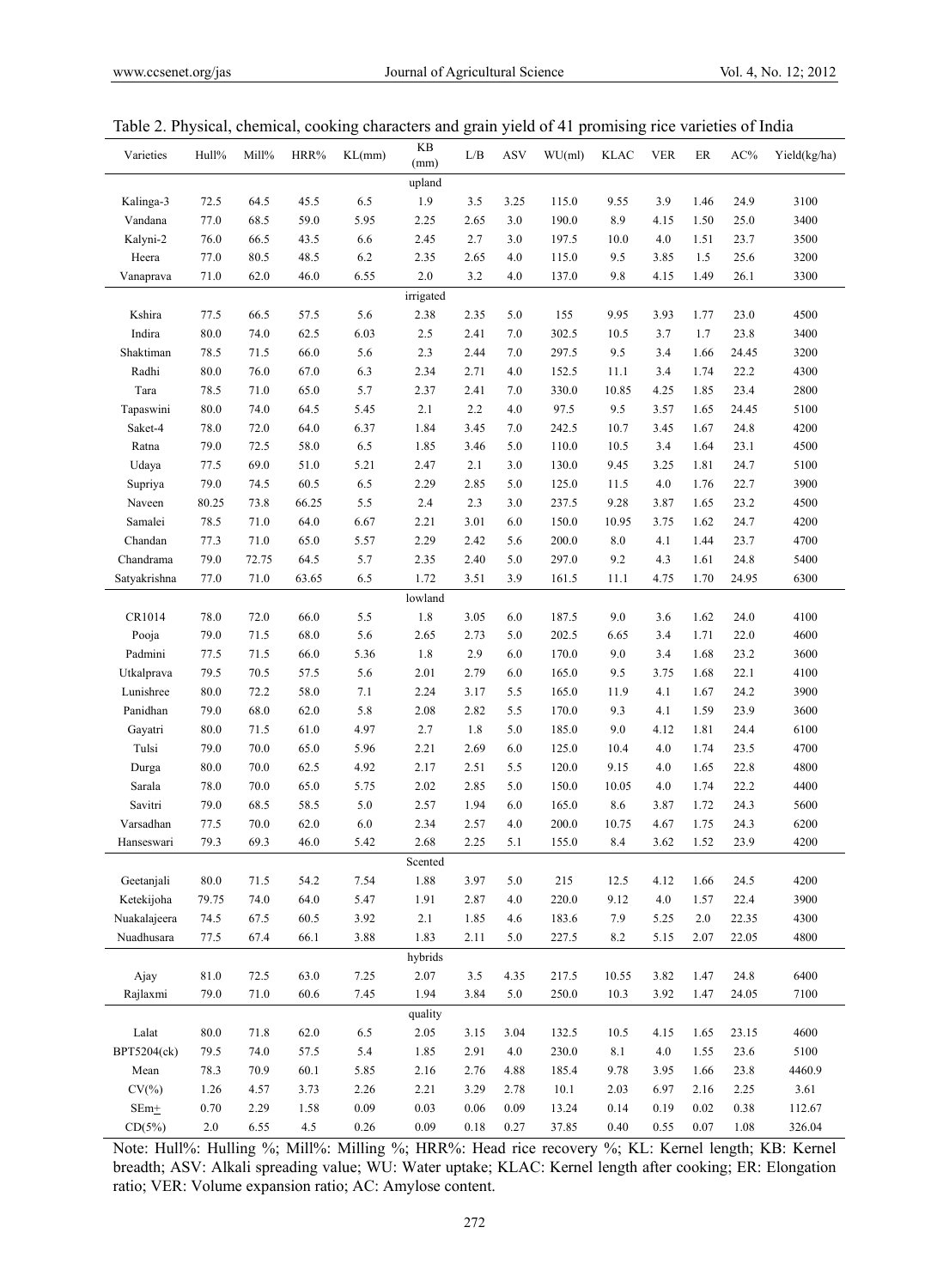Table 2. Physical, chemical, cooking characters and grain yield of 41 promising rice varieties of India

| Varieties | Hull% | Mill% | HRR% | KL(mm) | KB (mm) | L/B | ASV | WU(ml) | KLAC | VER | ER | AC% | Yield(kg/ha) |
|---|---|---|---|---|---|---|---|---|---|---|---|---|---|
| | | | | | upland | | | | | | | | |
| Kalinga-3 | 72.5 | 64.5 | 45.5 | 6.5 | 1.9 | 3.5 | 3.25 | 115.0 | 9.55 | 3.9 | 1.46 | 24.9 | 3100 |
| Vandana | 77.0 | 68.5 | 59.0 | 5.95 | 2.25 | 2.65 | 3.0 | 190.0 | 8.9 | 4.15 | 1.50 | 25.0 | 3400 |
| Kalyni-2 | 76.0 | 66.5 | 43.5 | 6.6 | 2.45 | 2.7 | 3.0 | 197.5 | 10.0 | 4.0 | 1.51 | 23.7 | 3500 |
| Heera | 77.0 | 80.5 | 48.5 | 6.2 | 2.35 | 2.65 | 4.0 | 115.0 | 9.5 | 3.85 | 1.5 | 25.6 | 3200 |
| Vanaprava | 71.0 | 62.0 | 46.0 | 6.55 | 2.0 | 3.2 | 4.0 | 137.0 | 9.8 | 4.15 | 1.49 | 26.1 | 3300 |
| | | | | | irrigated | | | | | | | | |
| Kshira | 77.5 | 66.5 | 57.5 | 5.6 | 2.38 | 2.35 | 5.0 | 155 | 9.95 | 3.93 | 1.77 | 23.0 | 4500 |
| Indira | 80.0 | 74.0 | 62.5 | 6.03 | 2.5 | 2.41 | 7.0 | 302.5 | 10.5 | 3.7 | 1.7 | 23.8 | 3400 |
| Shaktiman | 78.5 | 71.5 | 66.0 | 5.6 | 2.3 | 2.44 | 7.0 | 297.5 | 9.5 | 3.4 | 1.66 | 24.45 | 3200 |
| Radhi | 80.0 | 76.0 | 67.0 | 6.3 | 2.34 | 2.71 | 4.0 | 152.5 | 11.1 | 3.4 | 1.74 | 22.2 | 4300 |
| Tara | 78.5 | 71.0 | 65.0 | 5.7 | 2.37 | 2.41 | 7.0 | 330.0 | 10.85 | 4.25 | 1.85 | 23.4 | 2800 |
| Tapaswini | 80.0 | 74.0 | 64.5 | 5.45 | 2.1 | 2.2 | 4.0 | 97.5 | 9.5 | 3.57 | 1.65 | 24.45 | 5100 |
| Saket-4 | 78.0 | 72.0 | 64.0 | 6.37 | 1.84 | 3.45 | 7.0 | 242.5 | 10.7 | 3.45 | 1.67 | 24.8 | 4200 |
| Ratna | 79.0 | 72.5 | 58.0 | 6.5 | 1.85 | 3.46 | 5.0 | 110.0 | 10.5 | 3.4 | 1.64 | 23.1 | 4500 |
| Udaya | 77.5 | 69.0 | 51.0 | 5.21 | 2.47 | 2.1 | 3.0 | 130.0 | 9.45 | 3.25 | 1.81 | 24.7 | 5100 |
| Supriya | 79.0 | 74.5 | 60.5 | 6.5 | 2.29 | 2.85 | 5.0 | 125.0 | 11.5 | 4.0 | 1.76 | 22.7 | 3900 |
| Naveen | 80.25 | 73.8 | 66.25 | 5.5 | 2.4 | 2.3 | 3.0 | 237.5 | 9.28 | 3.87 | 1.65 | 23.2 | 4500 |
| Samalei | 78.5 | 71.0 | 64.0 | 6.67 | 2.21 | 3.01 | 6.0 | 150.0 | 10.95 | 3.75 | 1.62 | 24.7 | 4200 |
| Chandan | 77.3 | 71.0 | 65.0 | 5.57 | 2.29 | 2.42 | 5.6 | 200.0 | 8.0 | 4.1 | 1.44 | 23.7 | 4700 |
| Chandrama | 79.0 | 72.75 | 64.5 | 5.7 | 2.35 | 2.40 | 5.0 | 297.0 | 9.2 | 4.3 | 1.61 | 24.8 | 5400 |
| Satyakrishna | 77.0 | 71.0 | 63.65 | 6.5 | 1.72 | 3.51 | 3.9 | 161.5 | 11.1 | 4.75 | 1.70 | 24.95 | 6300 |
| | | | | | lowland | | | | | | | | |
| CR1014 | 78.0 | 72.0 | 66.0 | 5.5 | 1.8 | 3.05 | 6.0 | 187.5 | 9.0 | 3.6 | 1.62 | 24.0 | 4100 |
| Pooja | 79.0 | 71.5 | 68.0 | 5.6 | 2.65 | 2.73 | 5.0 | 202.5 | 6.65 | 3.4 | 1.71 | 22.0 | 4600 |
| Padmini | 77.5 | 71.5 | 66.0 | 5.36 | 1.8 | 2.9 | 6.0 | 170.0 | 9.0 | 3.4 | 1.68 | 23.2 | 3600 |
| Utkalprava | 79.5 | 70.5 | 57.5 | 5.6 | 2.01 | 2.79 | 6.0 | 165.0 | 9.5 | 3.75 | 1.68 | 22.1 | 4100 |
| Lunishree | 80.0 | 72.2 | 58.0 | 7.1 | 2.24 | 3.17 | 5.5 | 165.0 | 11.9 | 4.1 | 1.67 | 24.2 | 3900 |
| Panidhan | 79.0 | 68.0 | 62.0 | 5.8 | 2.08 | 2.82 | 5.5 | 170.0 | 9.3 | 4.1 | 1.59 | 23.9 | 3600 |
| Gayatri | 80.0 | 71.5 | 61.0 | 4.97 | 2.7 | 1.8 | 5.0 | 185.0 | 9.0 | 4.12 | 1.81 | 24.4 | 6100 |
| Tulsi | 79.0 | 70.0 | 65.0 | 5.96 | 2.21 | 2.69 | 6.0 | 125.0 | 10.4 | 4.0 | 1.74 | 23.5 | 4700 |
| Durga | 80.0 | 70.0 | 62.5 | 4.92 | 2.17 | 2.51 | 5.5 | 120.0 | 9.15 | 4.0 | 1.65 | 22.8 | 4800 |
| Sarala | 78.0 | 70.0 | 65.0 | 5.75 | 2.02 | 2.85 | 5.0 | 150.0 | 10.05 | 4.0 | 1.74 | 22.2 | 4400 |
| Savitri | 79.0 | 68.5 | 58.5 | 5.0 | 2.57 | 1.94 | 6.0 | 165.0 | 8.6 | 3.87 | 1.72 | 24.3 | 5600 |
| Varsadhan | 77.5 | 70.0 | 62.0 | 6.0 | 2.34 | 2.57 | 4.0 | 200.0 | 10.75 | 4.67 | 1.75 | 24.3 | 6200 |
| Hanseswari | 79.3 | 69.3 | 46.0 | 5.42 | 2.68 | 2.25 | 5.1 | 155.0 | 8.4 | 3.62 | 1.52 | 23.9 | 4200 |
| | | | | | Scented | | | | | | | | |
| Geetanjali | 80.0 | 71.5 | 54.2 | 7.54 | 1.88 | 3.97 | 5.0 | 215 | 12.5 | 4.12 | 1.66 | 24.5 | 4200 |
| Ketekijoha | 79.75 | 74.0 | 64.0 | 5.47 | 1.91 | 2.87 | 4.0 | 220.0 | 9.12 | 4.0 | 1.57 | 22.4 | 3900 |
| Nuakalajeera | 74.5 | 67.5 | 60.5 | 3.92 | 2.1 | 1.85 | 4.6 | 183.6 | 7.9 | 5.25 | 2.0 | 22.35 | 4300 |
| Nuadhusara | 77.5 | 67.4 | 66.1 | 3.88 | 1.83 | 2.11 | 5.0 | 227.5 | 8.2 | 5.15 | 2.07 | 22.05 | 4800 |
| | | | | | hybrids | | | | | | | | |
| Ajay | 81.0 | 72.5 | 63.0 | 7.25 | 2.07 | 3.5 | 4.35 | 217.5 | 10.55 | 3.82 | 1.47 | 24.8 | 6400 |
| Rajlaxmi | 79.0 | 71.0 | 60.6 | 7.45 | 1.94 | 3.84 | 5.0 | 250.0 | 10.3 | 3.92 | 1.47 | 24.05 | 7100 |
| | | | | | quality | | | | | | | | |
| Lalat | 80.0 | 71.8 | 62.0 | 6.5 | 2.05 | 3.15 | 3.04 | 132.5 | 10.5 | 4.15 | 1.65 | 23.15 | 4600 |
| BPT5204(ck) | 79.5 | 74.0 | 57.5 | 5.4 | 1.85 | 2.91 | 4.0 | 230.0 | 8.1 | 4.0 | 1.55 | 23.6 | 5100 |
| Mean | 78.3 | 70.9 | 60.1 | 5.85 | 2.16 | 2.76 | 4.88 | 185.4 | 9.78 | 3.95 | 1.66 | 23.8 | 4460.9 |
| CV(%) | 1.26 | 4.57 | 3.73 | 2.26 | 2.21 | 3.29 | 2.78 | 10.1 | 2.03 | 6.97 | 2.16 | 2.25 | 3.61 |
| SEm± | 0.70 | 2.29 | 1.58 | 0.09 | 0.03 | 0.06 | 0.09 | 13.24 | 0.14 | 0.19 | 0.02 | 0.38 | 112.67 |
| CD(5%) | 2.0 | 6.55 | 4.5 | 0.26 | 0.09 | 0.18 | 0.27 | 37.85 | 0.40 | 0.55 | 0.07 | 1.08 | 326.04 |

Note: Hull%: Hulling %; Mill%: Milling %; HRR%: Head rice recovery %; KL: Kernel length; KB: Kernel breadth; ASV: Alkali spreading value; WU: Water uptake; KLAC: Kernel length after cooking; ER: Elongation ratio; VER: Volume expansion ratio; AC: Amylose content.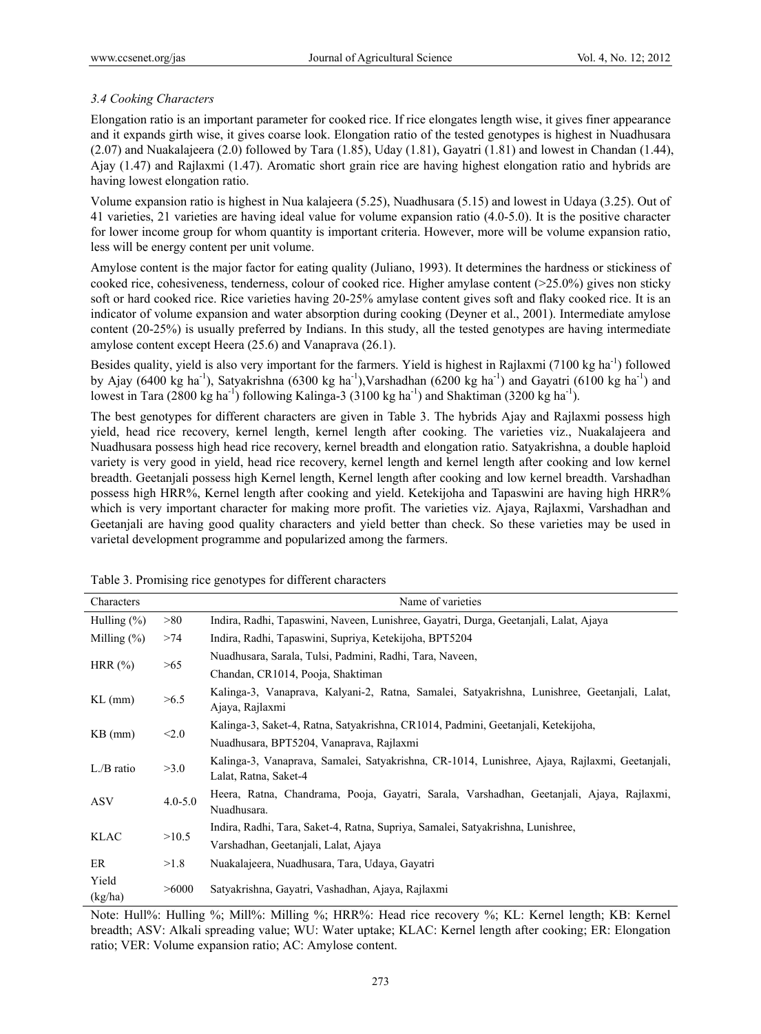### *3.4 Cooking Characters*

Elongation ratio is an important parameter for cooked rice. If rice elongates length wise, it gives finer appearance and it expands girth wise, it gives coarse look. Elongation ratio of the tested genotypes is highest in Nuadhusara (2.07) and Nuakalajeera (2.0) followed by Tara (1.85), Uday (1.81), Gayatri (1.81) and lowest in Chandan (1.44), Ajay (1.47) and Rajlaxmi (1.47). Aromatic short grain rice are having highest elongation ratio and hybrids are having lowest elongation ratio.

Volume expansion ratio is highest in Nua kalajeera (5.25), Nuadhusara (5.15) and lowest in Udaya (3.25). Out of 41 varieties, 21 varieties are having ideal value for volume expansion ratio (4.0-5.0). It is the positive character for lower income group for whom quantity is important criteria. However, more will be volume expansion ratio, less will be energy content per unit volume.

Amylose content is the major factor for eating quality (Juliano, 1993). It determines the hardness or stickiness of cooked rice, cohesiveness, tenderness, colour of cooked rice. Higher amylase content (>25.0%) gives non sticky soft or hard cooked rice. Rice varieties having 20-25% amylase content gives soft and flaky cooked rice. It is an indicator of volume expansion and water absorption during cooking (Deyner et al., 2001). Intermediate amylose content (20-25%) is usually preferred by Indians. In this study, all the tested genotypes are having intermediate amylose content except Heera (25.6) and Vanaprava (26.1).

Besides quality, yield is also very important for the farmers. Yield is highest in Rajlaxmi (7100 kg ha$^{-1}$) followed by Ajay (6400 kg ha$^{-1}$), Satyakrishna (6300 kg ha$^{-1}$),Varshadhan (6200 kg ha$^{-1}$) and Gayatri (6100 kg ha$^{-1}$) and lowest in Tara (2800 kg ha$^{-1}$) following Kalinga-3 (3100 kg ha$^{-1}$) and Shaktiman (3200 kg ha$^{-1}$).

The best genotypes for different characters are given in Table 3. The hybrids Ajay and Rajlaxmi possess high yield, head rice recovery, kernel length, kernel length after cooking. The varieties viz., Nuakalajeera and Nuadhusara possess high head rice recovery, kernel breadth and elongation ratio. Satyakrishna, a double haploid variety is very good in yield, head rice recovery, kernel length and kernel length after cooking and low kernel breadth. Geetanjali possess high Kernel length, Kernel length after cooking and low kernel breadth. Varshadhan possess high HRR%, Kernel length after cooking and yield. Ketekijoha and Tapaswini are having high HRR% which is very important character for making more profit. The varieties viz. Ajaya, Rajlaxmi, Varshadhan and Geetanjali are having good quality characters and yield better than check. So these varieties may be used in varietal development programme and popularized among the farmers.

Table 3. Promising rice genotypes for different characters

| Characters | | Name of varieties |
|---|---|---|
| Hulling (%) | >80 | Indira, Radhi, Tapaswini, Naveen, Lunishree, Gayatri, Durga, Geetanjali, Lalat, Ajaya |
| Milling (%) | >74 | Indira, Radhi, Tapaswini, Supriya, Ketekijoha, BPT5204 |
| HRR (%) | >65 | Nuadhusara, Sarala, Tulsi, Padmini, Radhi, Tara, Naveen, Chandan, CR1014, Pooja, Shaktiman |
| KL (mm) | >6.5 | Kalinga-3, Vanaprava, Kalyani-2, Ratna, Samalei, Satyakrishna, Lunishree, Geetanjali, Lalat, Ajaya, Rajlaxmi |
| KB (mm) | <2.0 | Kalinga-3, Saket-4, Ratna, Satyakrishna, CR1014, Padmini, Geetanjali, Ketekijoha, Nuadhusara, BPT5204, Vanaprava, Rajlaxmi |
| L./B ratio | >3.0 | Kalinga-3, Vanaprava, Samalei, Satyakrishna, CR-1014, Lunishree, Ajaya, Rajlaxmi, Geetanjali, Lalat, Ratna, Saket-4 |
| ASV | 4.0-5.0 | Heera, Ratna, Chandrama, Pooja, Gayatri, Sarala, Varshadhan, Geetanjali, Ajaya, Rajlaxmi, Nuadhusara. |
| KLAC | >10.5 | Indira, Radhi, Tara, Saket-4, Ratna, Supriya, Samalei, Satyakrishna, Lunishree, Varshadhan, Geetanjali, Lalat, Ajaya |
| ER | >1.8 | Nuakalajeera, Nuadhusara, Tara, Udaya, Gayatri |
| Yield (kg/ha) | >6000 | Satyakrishna, Gayatri, Vashadhan, Ajaya, Rajlaxmi |

Note: Hull%: Hulling %; Mill%: Milling %; HRR%: Head rice recovery %; KL: Kernel length; KB: Kernel breadth; ASV: Alkali spreading value; WU: Water uptake; KLAC: Kernel length after cooking; ER: Elongation ratio; VER: Volume expansion ratio; AC: Amylose content.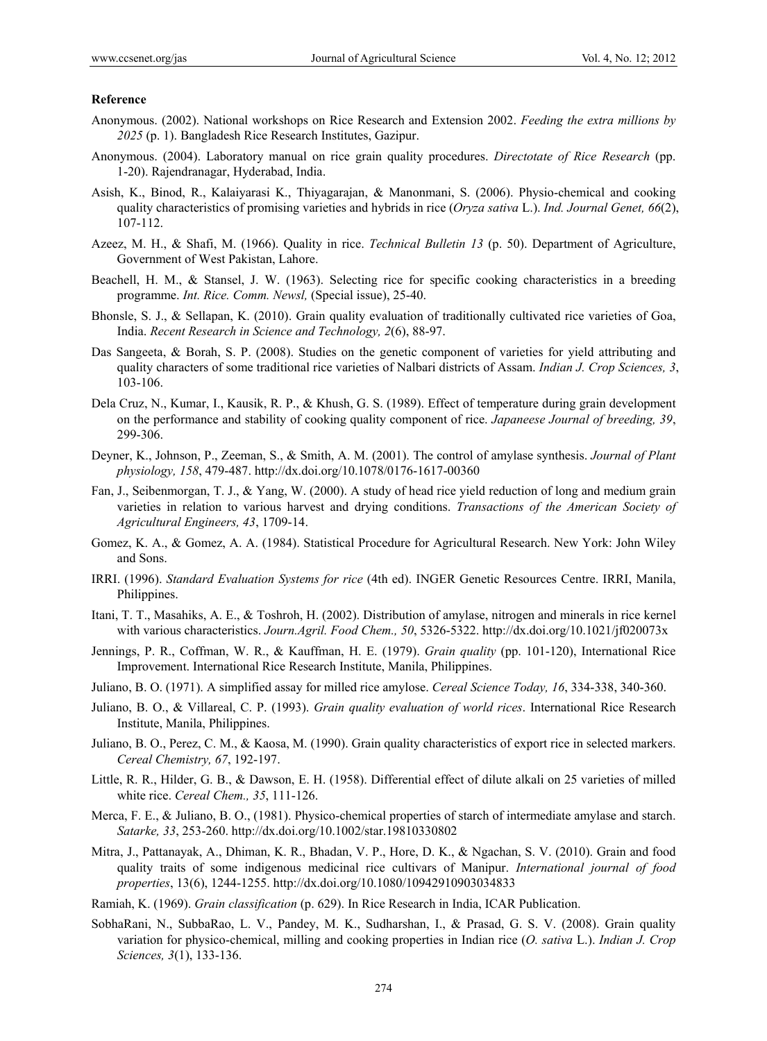**Reference**

Anonymous. (2002). National workshops on Rice Research and Extension 2002. *Feeding the extra millions by 2025* (p. 1). Bangladesh Rice Research Institutes, Gazipur.

Anonymous. (2004). Laboratory manual on rice grain quality procedures. *Directotate of Rice Research* (pp. 1-20). Rajendranagar, Hyderabad, India.

Asish, K., Binod, R., Kalaiyarasi K., Thiyagarajan, & Manonmani, S. (2006). Physio-chemical and cooking quality characteristics of promising varieties and hybrids in rice (*Oryza sativa* L.). *Ind. Journal Genet, 66*(2), 107-112.

Azeez, M. H., & Shafi, M. (1966). Quality in rice. *Technical Bulletin 13* (p. 50). Department of Agriculture, Government of West Pakistan, Lahore.

Beachell, H. M., & Stansel, J. W. (1963). Selecting rice for specific cooking characteristics in a breeding programme. *Int. Rice. Comm. Newsl,* (Special issue), 25-40.

Bhonsle, S. J., & Sellapan, K. (2010). Grain quality evaluation of traditionally cultivated rice varieties of Goa, India. *Recent Research in Science and Technology, 2*(6), 88-97.

Das Sangeeta, & Borah, S. P. (2008). Studies on the genetic component of varieties for yield attributing and quality characters of some traditional rice varieties of Nalbari districts of Assam. *Indian J. Crop Sciences, 3*, 103-106.

Dela Cruz, N., Kumar, I., Kausik, R. P., & Khush, G. S. (1989). Effect of temperature during grain development on the performance and stability of cooking quality component of rice. *Japaneese Journal of breeding, 39*, 299-306.

Deyner, K., Johnson, P., Zeeman, S., & Smith, A. M. (2001). The control of amylase synthesis. *Journal of Plant physiology, 158*, 479-487. http://dx.doi.org/10.1078/0176-1617-00360

Fan, J., Seibenmorgan, T. J., & Yang, W. (2000). A study of head rice yield reduction of long and medium grain varieties in relation to various harvest and drying conditions. *Transactions of the American Society of Agricultural Engineers, 43*, 1709-14.

Gomez, K. A., & Gomez, A. A. (1984). Statistical Procedure for Agricultural Research. New York: John Wiley and Sons.

IRRI. (1996). *Standard Evaluation Systems for rice* (4th ed). INGER Genetic Resources Centre. IRRI, Manila, Philippines.

Itani, T. T., Masahiks, A. E., & Toshroh, H. (2002). Distribution of amylase, nitrogen and minerals in rice kernel with various characteristics. *Journ.Agril. Food Chem., 50*, 5326-5322. http://dx.doi.org/10.1021/jf020073x

Jennings, P. R., Coffman, W. R., & Kauffman, H. E. (1979). *Grain quality* (pp. 101-120), International Rice Improvement. International Rice Research Institute, Manila, Philippines.

Juliano, B. O. (1971). A simplified assay for milled rice amylose. *Cereal Science Today, 16*, 334-338, 340-360.

Juliano, B. O., & Villareal, C. P. (1993). *Grain quality evaluation of world rices*. International Rice Research Institute, Manila, Philippines.

Juliano, B. O., Perez, C. M., & Kaosa, M. (1990). Grain quality characteristics of export rice in selected markers. *Cereal Chemistry, 67*, 192-197.

Little, R. R., Hilder, G. B., & Dawson, E. H. (1958). Differential effect of dilute alkali on 25 varieties of milled white rice. *Cereal Chem., 35*, 111-126.

Merca, F. E., & Juliano, B. O., (1981). Physico-chemical properties of starch of intermediate amylase and starch. *Satarke, 33*, 253-260. http://dx.doi.org/10.1002/star.19810330802

Mitra, J., Pattanayak, A., Dhiman, K. R., Bhadan, V. P., Hore, D. K., & Ngachan, S. V. (2010). Grain and food quality traits of some indigenous medicinal rice cultivars of Manipur. *International journal of food properties*, 13(6), 1244-1255. http://dx.doi.org/10.1080/10942910903034833

Ramiah, K. (1969). *Grain classification* (p. 629). In Rice Research in India, ICAR Publication.

SobhaRani, N., SubbaRao, L. V., Pandey, M. K., Sudharshan, I., & Prasad, G. S. V. (2008). Grain quality variation for physico-chemical, milling and cooking properties in Indian rice (*O. sativa* L.). *Indian J. Crop Sciences, 3*(1), 133-136.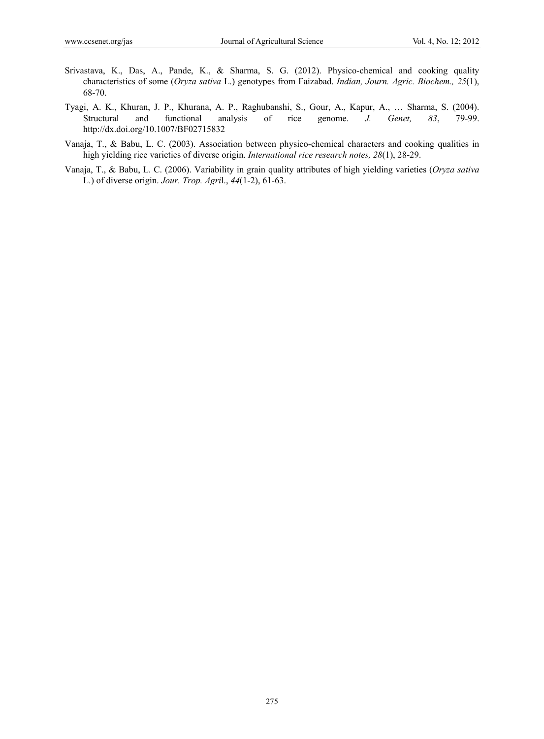Srivastava, K., Das, A., Pande, K., & Sharma, S. G. (2012). Physico-chemical and cooking quality characteristics of some (*Oryza sativa* L.) genotypes from Faizabad. *Indian, Journ. Agric. Biochem., 25*(1), 68-70.

Tyagi, A. K., Khuran, J. P., Khurana, A. P., Raghubanshi, S., Gour, A., Kapur, A., … Sharma, S. (2004). Structural and functional analysis of rice genome. *J. Genet, 83*, 79-99. http://dx.doi.org/10.1007/BF02715832

Vanaja, T., & Babu, L. C. (2003). Association between physico-chemical characters and cooking qualities in high yielding rice varieties of diverse origin. *International rice research notes, 28*(1), 28-29.

Vanaja, T., & Babu, L. C. (2006). Variability in grain quality attributes of high yielding varieties (*Oryza sativa* L.) of diverse origin. *Jour. Trop. Agri*l., *44*(1-2), 61-63.